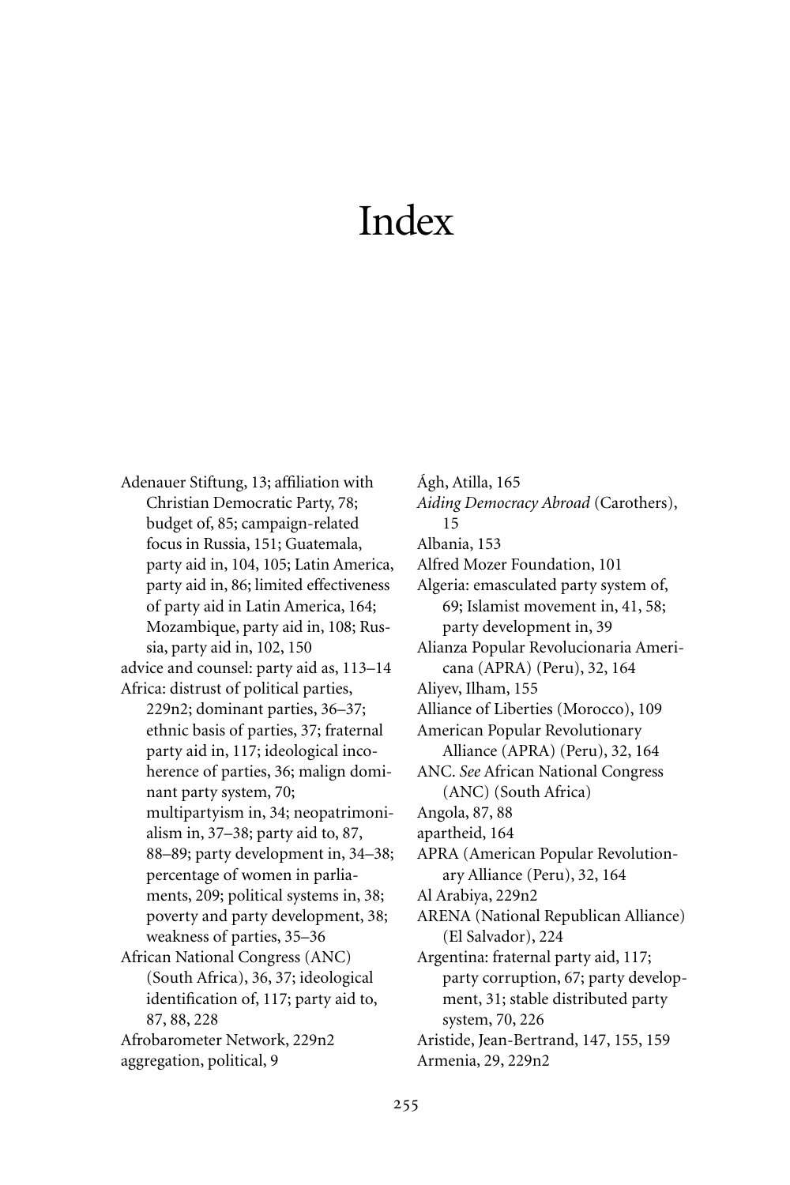# Index

Adenauer Stiftung, 13; affiliation with Christian Democratic Party, 78; budget of, 85; campaign-related focus in Russia, 151; Guatemala, party aid in, 104, 105; Latin America, party aid in, 86; limited effectiveness of party aid in Latin America, 164; Mozambique, party aid in, 108; Russia, party aid in, 102, 150

advice and counsel: party aid as, 113–14

Africa: distrust of political parties, 229n2; dominant parties, 36–37; ethnic basis of parties, 37; fraternal party aid in, 117; ideological incoherence of parties, 36; malign dominant party system, 70; multipartyism in, 34; neopatrimonialism in, 37–38; party aid to, 87, 88–89; party development in, 34–38; percentage of women in parliaments, 209; political systems in, 38; poverty and party development, 38; weakness of parties, 35–36

African National Congress (ANC) (South Africa), 36, 37; ideological identification of, 117; party aid to, 87, 88, 228

Afrobarometer Network, 229n2

aggregation, political, 9

Ágh, Atilla, 165

*Aiding Democracy Abroad* (Carothers), 15

Albania, 153

Alfred Mozer Foundation, 101

Algeria: emasculated party system of, 69; Islamist movement in, 41, 58; party development in, 39

Alianza Popular Revolucionaria Americana (APRA) (Peru), 32, 164

Aliyev, Ilham, 155

Alliance of Liberties (Morocco), 109

American Popular Revolutionary Alliance (APRA) (Peru), 32, 164

ANC. *See* African National Congress (ANC) (South Africa)

Angola, 87, 88

apartheid, 164

APRA (American Popular Revolutionary Alliance (Peru), 32, 164

Al Arabiya, 229n2

ARENA (National Republican Alliance) (El Salvador), 224

Argentina: fraternal party aid, 117; party corruption, 67; party development, 31; stable distributed party system, 70, 226

Aristide, Jean-Bertrand, 147, 155, 159

Armenia, 29, 229n2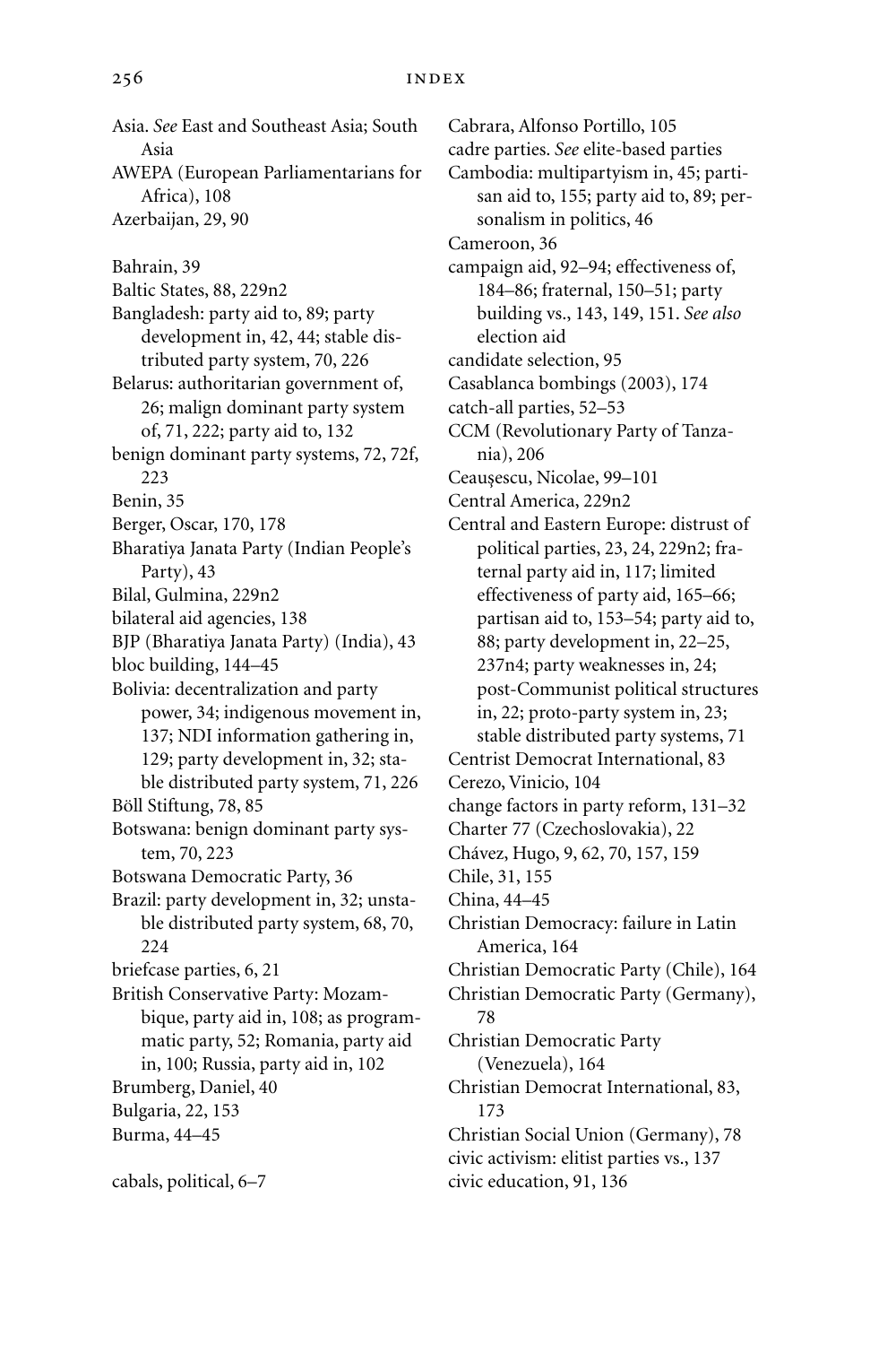Asia. *See* East and Southeast Asia; South Asia
AWEPA (European Parliamentarians for Africa), 108
Azerbaijan, 29, 90

Bahrain, 39
Baltic States, 88, 229n2
Bangladesh: party aid to, 89; party development in, 42, 44; stable distributed party system, 70, 226
Belarus: authoritarian government of, 26; malign dominant party system of, 71, 222; party aid to, 132
benign dominant party systems, 72, 72f, 223
Benin, 35
Berger, Oscar, 170, 178
Bharatiya Janata Party (Indian People's Party), 43
Bilal, Gulmina, 229n2
bilateral aid agencies, 138
BJP (Bharatiya Janata Party) (India), 43
bloc building, 144–45
Bolivia: decentralization and party power, 34; indigenous movement in, 137; NDI information gathering in, 129; party development in, 32; stable distributed party system, 71, 226
Böll Stiftung, 78, 85
Botswana: benign dominant party system, 70, 223
Botswana Democratic Party, 36
Brazil: party development in, 32; unstable distributed party system, 68, 70, 224
briefcase parties, 6, 21
British Conservative Party: Mozambique, party aid in, 108; as programmatic party, 52; Romania, party aid in, 100; Russia, party aid in, 102
Brumberg, Daniel, 40
Bulgaria, 22, 153
Burma, 44–45

cabals, political, 6–7
Cabrara, Alfonso Portillo, 105
cadre parties. *See* elite-based parties
Cambodia: multipartyism in, 45; partisan aid to, 155; party aid to, 89; personalism in politics, 46
Cameroon, 36
campaign aid, 92–94; effectiveness of, 184–86; fraternal, 150–51; party building vs., 143, 149, 151. *See also* election aid
candidate selection, 95
Casablanca bombings (2003), 174
catch-all parties, 52–53
CCM (Revolutionary Party of Tanzania), 206
Ceaușescu, Nicolae, 99–101
Central America, 229n2
Central and Eastern Europe: distrust of political parties, 23, 24, 229n2; fraternal party aid in, 117; limited effectiveness of party aid, 165–66; partisan aid to, 153–54; party aid to, 88; party development in, 22–25, 237n4; party weaknesses in, 24; post-Communist political structures in, 22; proto-party system in, 23; stable distributed party systems, 71
Centrist Democrat International, 83
Cerezo, Vinicio, 104
change factors in party reform, 131–32
Charter 77 (Czechoslovakia), 22
Chávez, Hugo, 9, 62, 70, 157, 159
Chile, 31, 155
China, 44–45
Christian Democracy: failure in Latin America, 164
Christian Democratic Party (Chile), 164
Christian Democratic Party (Germany), 78
Christian Democratic Party (Venezuela), 164
Christian Democrat International, 83, 173
Christian Social Union (Germany), 78
civic activism: elitist parties vs., 137
civic education, 91, 136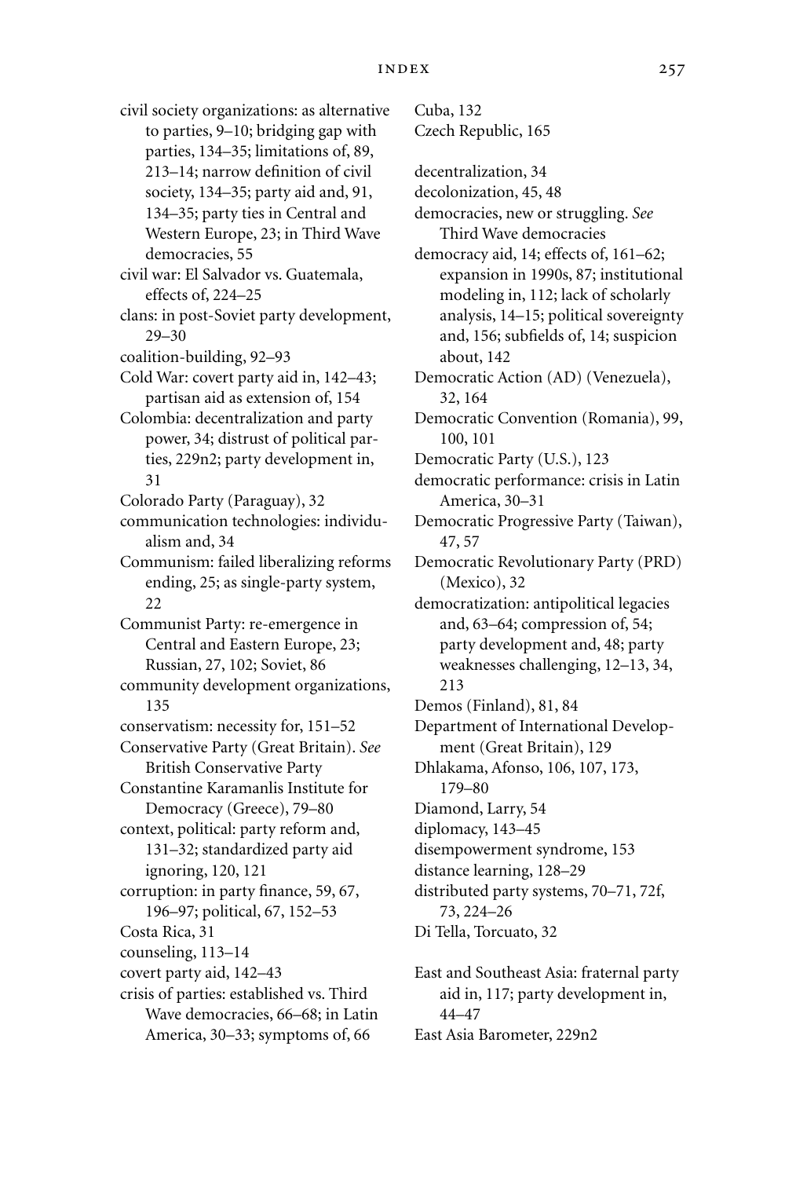civil society organizations: as alternative to parties, 9–10; bridging gap with parties, 134–35; limitations of, 89, 213–14; narrow definition of civil society, 134–35; party aid and, 91, 134–35; party ties in Central and Western Europe, 23; in Third Wave democracies, 55

civil war: El Salvador vs. Guatemala, effects of, 224–25

clans: in post-Soviet party development, 29–30

coalition-building, 92–93

Cold War: covert party aid in, 142–43; partisan aid as extension of, 154

Colombia: decentralization and party power, 34; distrust of political parties, 229n2; party development in, 31

Colorado Party (Paraguay), 32

communication technologies: individualism and, 34

Communism: failed liberalizing reforms ending, 25; as single-party system, 22

Communist Party: re-emergence in Central and Eastern Europe, 23; Russian, 27, 102; Soviet, 86

community development organizations, 135

conservatism: necessity for, 151–52

Conservative Party (Great Britain). *See* British Conservative Party

Constantine Karamanlis Institute for Democracy (Greece), 79–80

context, political: party reform and, 131–32; standardized party aid ignoring, 120, 121

corruption: in party finance, 59, 67, 196–97; political, 67, 152–53

Costa Rica, 31

counseling, 113–14

covert party aid, 142–43

crisis of parties: established vs. Third Wave democracies, 66–68; in Latin America, 30–33; symptoms of, 66

Cuba, 132

Czech Republic, 165

decentralization, 34

decolonization, 45, 48

democracies, new or struggling. *See* Third Wave democracies

democracy aid, 14; effects of, 161–62; expansion in 1990s, 87; institutional modeling in, 112; lack of scholarly analysis, 14–15; political sovereignty and, 156; subfields of, 14; suspicion about, 142

Democratic Action (AD) (Venezuela), 32, 164

Democratic Convention (Romania), 99, 100, 101

Democratic Party (U.S.), 123

democratic performance: crisis in Latin America, 30–31

Democratic Progressive Party (Taiwan), 47, 57

Democratic Revolutionary Party (PRD) (Mexico), 32

democratization: antipolitical legacies and, 63–64; compression of, 54; party development and, 48; party weaknesses challenging, 12–13, 34, 213

Demos (Finland), 81, 84

Department of International Development (Great Britain), 129

Dhlakama, Afonso, 106, 107, 173, 179–80

Diamond, Larry, 54

diplomacy, 143–45

disempowerment syndrome, 153

distance learning, 128–29

distributed party systems, 70–71, 72f, 73, 224–26

Di Tella, Torcuato, 32

East and Southeast Asia: fraternal party aid in, 117; party development in, 44–47

East Asia Barometer, 229n2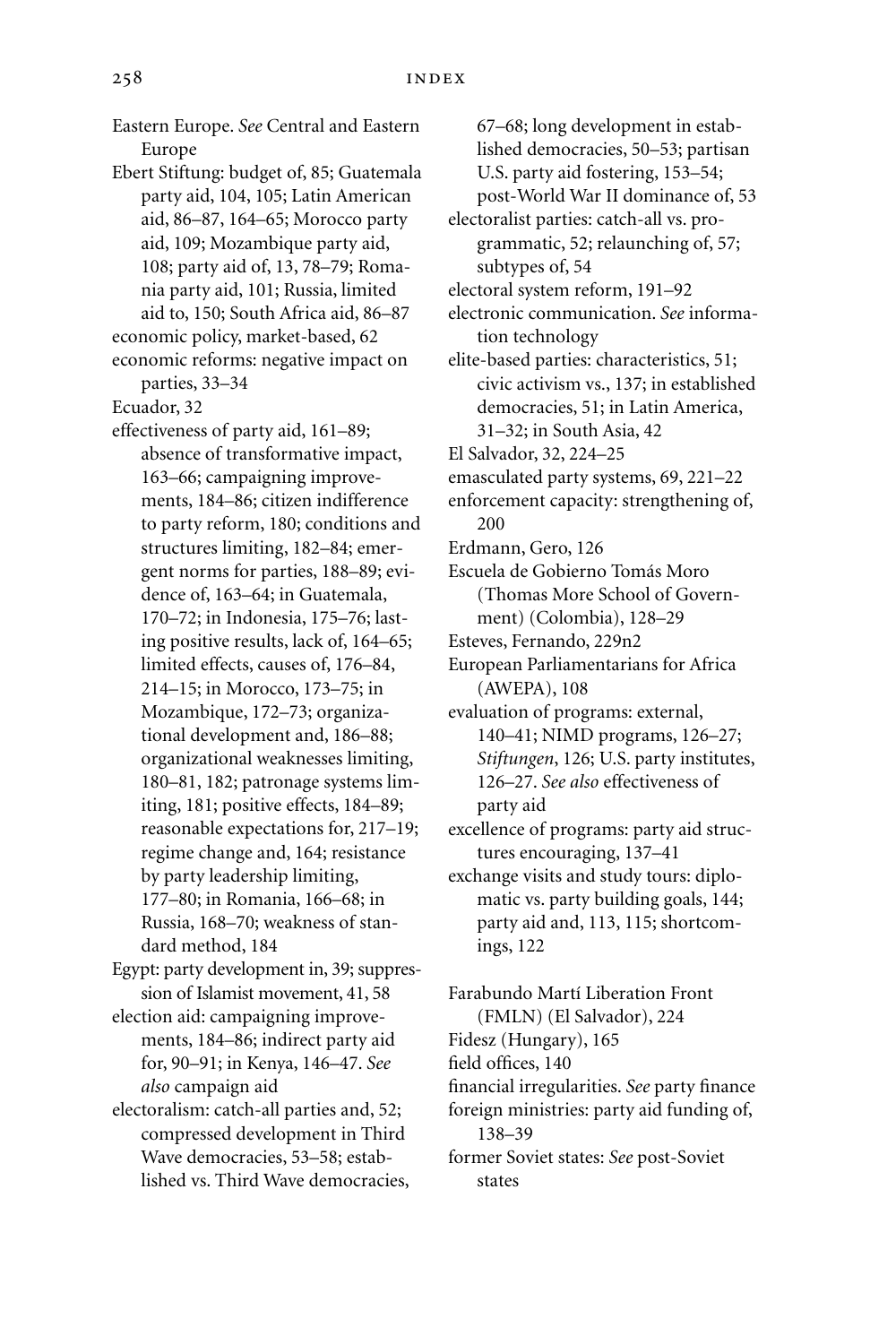Eastern Europe. *See* Central and Eastern Europe

Ebert Stiftung: budget of, 85; Guatemala party aid, 104, 105; Latin American aid, 86–87, 164–65; Morocco party aid, 109; Mozambique party aid, 108; party aid of, 13, 78–79; Romania party aid, 101; Russia, limited aid to, 150; South Africa aid, 86–87

economic policy, market-based, 62

economic reforms: negative impact on parties, 33–34

Ecuador, 32

effectiveness of party aid, 161–89; absence of transformative impact, 163–66; campaigning improvements, 184–86; citizen indifference to party reform, 180; conditions and structures limiting, 182–84; emergent norms for parties, 188–89; evidence of, 163–64; in Guatemala, 170–72; in Indonesia, 175–76; lasting positive results, lack of, 164–65; limited effects, causes of, 176–84, 214–15; in Morocco, 173–75; in Mozambique, 172–73; organizational development and, 186–88; organizational weaknesses limiting, 180–81, 182; patronage systems limiting, 181; positive effects, 184–89; reasonable expectations for, 217–19; regime change and, 164; resistance by party leadership limiting, 177–80; in Romania, 166–68; in Russia, 168–70; weakness of standard method, 184

Egypt: party development in, 39; suppression of Islamist movement, 41, 58

election aid: campaigning improvements, 184–86; indirect party aid for, 90–91; in Kenya, 146–47. *See also* campaign aid

electoralism: catch-all parties and, 52; compressed development in Third Wave democracies, 53–58; established vs. Third Wave democracies, 67–68; long development in established democracies, 50–53; partisan U.S. party aid fostering, 153–54; post-World War II dominance of, 53

electoralist parties: catch-all vs. programmatic, 52; relaunching of, 57; subtypes of, 54

electoral system reform, 191–92

electronic communication. *See* information technology

elite-based parties: characteristics, 51; civic activism vs., 137; in established democracies, 51; in Latin America, 31–32; in South Asia, 42

El Salvador, 32, 224–25

emasculated party systems, 69, 221–22

enforcement capacity: strengthening of, 200

Erdmann, Gero, 126

Escuela de Gobierno Tomás Moro (Thomas More School of Government) (Colombia), 128–29

Esteves, Fernando, 229n2

European Parliamentarians for Africa (AWEPA), 108

evaluation of programs: external, 140–41; NIMD programs, 126–27; *Stiftungen*, 126; U.S. party institutes, 126–27. *See also* effectiveness of party aid

excellence of programs: party aid structures encouraging, 137–41

exchange visits and study tours: diplomatic vs. party building goals, 144; party aid and, 113, 115; shortcomings, 122

Farabundo Martí Liberation Front (FMLN) (El Salvador), 224

Fidesz (Hungary), 165

field offices, 140

financial irregularities. *See* party finance

foreign ministries: party aid funding of, 138–39

former Soviet states: *See* post-Soviet states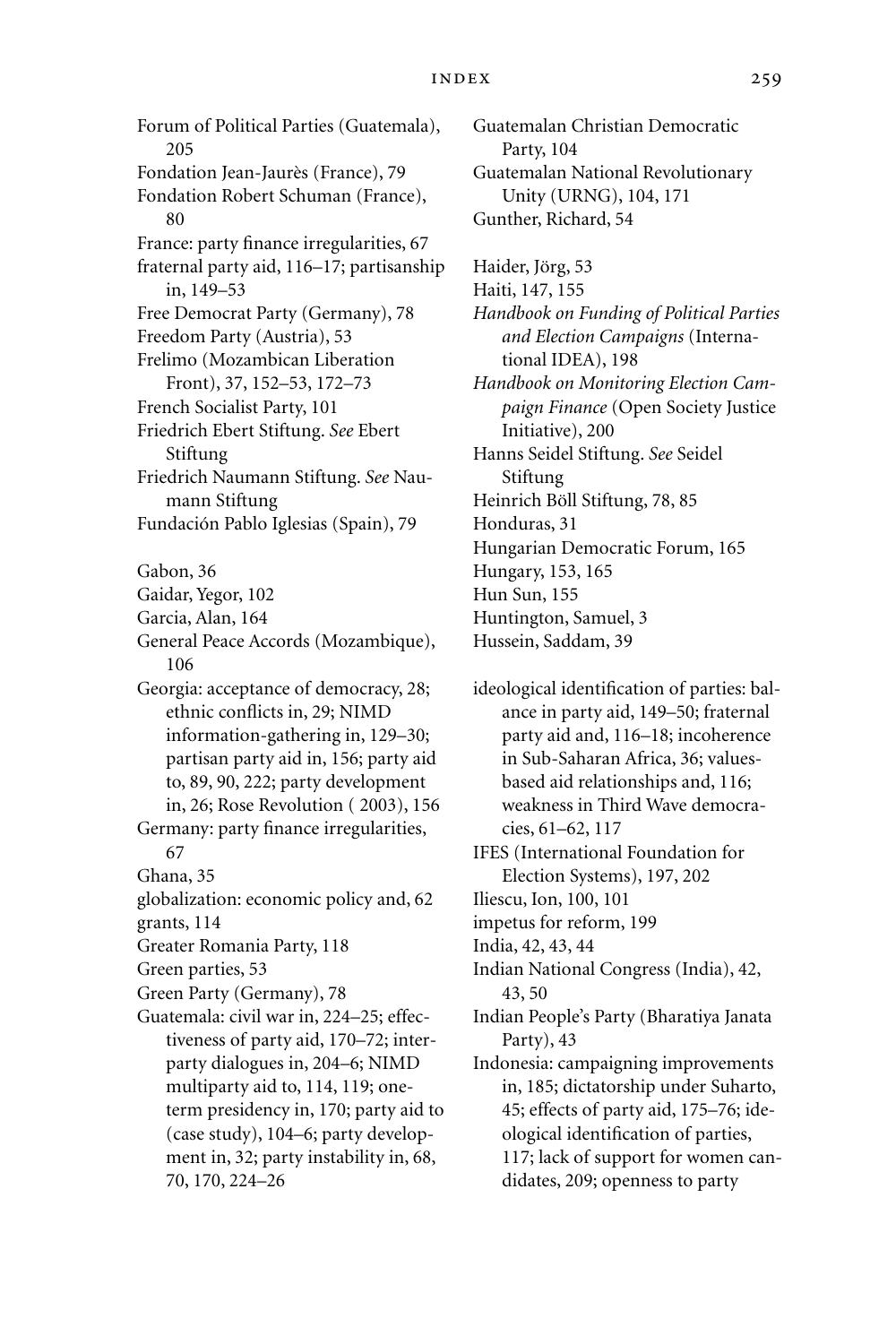Forum of Political Parties (Guatemala), 205

Fondation Jean-Jaurès (France), 79

Fondation Robert Schuman (France), 80

France: party finance irregularities, 67

fraternal party aid, 116–17; partisanship in, 149–53

Free Democrat Party (Germany), 78

Freedom Party (Austria), 53

Frelimo (Mozambican Liberation Front), 37, 152–53, 172–73

French Socialist Party, 101

Friedrich Ebert Stiftung. *See* Ebert Stiftung

Friedrich Naumann Stiftung. *See* Naumann Stiftung

Fundación Pablo Iglesias (Spain), 79

Gabon, 36

Gaidar, Yegor, 102

Garcia, Alan, 164

General Peace Accords (Mozambique), 106

Georgia: acceptance of democracy, 28; ethnic conflicts in, 29; NIMD information-gathering in, 129–30; partisan party aid in, 156; party aid to, 89, 90, 222; party development in, 26; Rose Revolution ( 2003), 156

Germany: party finance irregularities, 67

Ghana, 35

globalization: economic policy and, 62

grants, 114

Greater Romania Party, 118

Green parties, 53

Green Party (Germany), 78

Guatemala: civil war in, 224–25; effectiveness of party aid, 170–72; interparty dialogues in, 204–6; NIMD multiparty aid to, 114, 119; one-term presidency in, 170; party aid to (case study), 104–6; party development in, 32; party instability in, 68, 70, 170, 224–26

Guatemalan Christian Democratic Party, 104

Guatemalan National Revolutionary Unity (URNG), 104, 171

Gunther, Richard, 54

Haider, Jörg, 53

Haiti, 147, 155

*Handbook on Funding of Political Parties and Election Campaigns* (International IDEA), 198

*Handbook on Monitoring Election Campaign Finance* (Open Society Justice Initiative), 200

Hanns Seidel Stiftung. *See* Seidel Stiftung

Heinrich Böll Stiftung, 78, 85

Honduras, 31

Hungarian Democratic Forum, 165

Hungary, 153, 165

Hun Sun, 155

Huntington, Samuel, 3

Hussein, Saddam, 39

ideological identification of parties: balance in party aid, 149–50; fraternal party aid and, 116–18; incoherence in Sub-Saharan Africa, 36; values-based aid relationships and, 116; weakness in Third Wave democracies, 61–62, 117

IFES (International Foundation for Election Systems), 197, 202

Iliescu, Ion, 100, 101

impetus for reform, 199

India, 42, 43, 44

Indian National Congress (India), 42, 43, 50

Indian People's Party (Bharatiya Janata Party), 43

Indonesia: campaigning improvements in, 185; dictatorship under Suharto, 45; effects of party aid, 175–76; ideological identification of parties, 117; lack of support for women candidates, 209; openness to party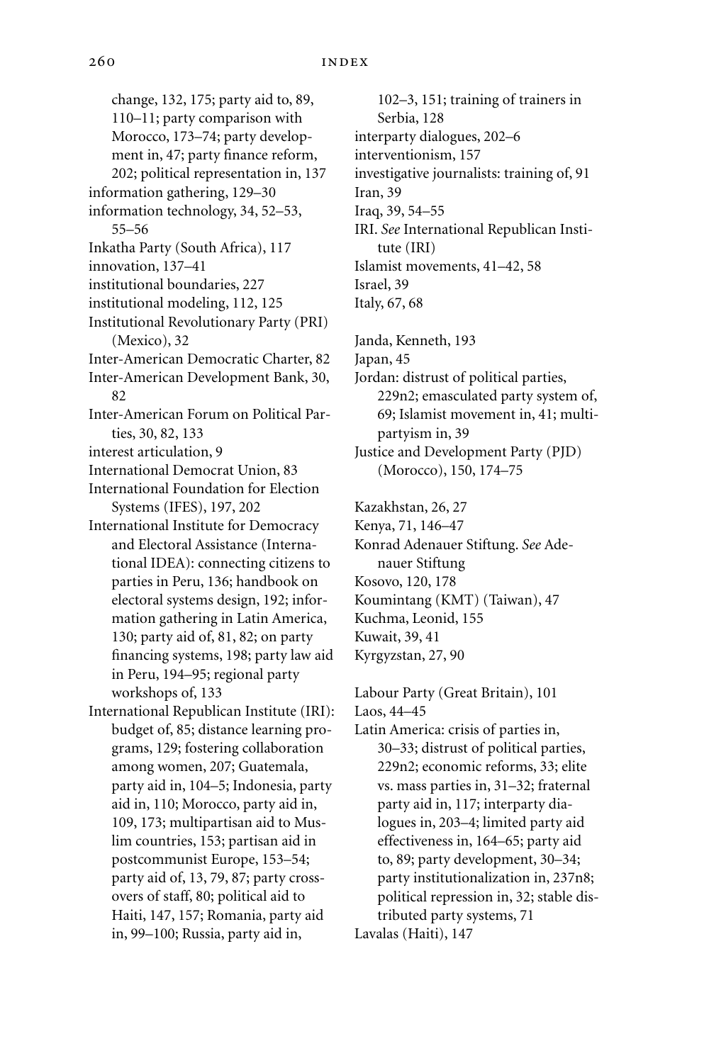change, 132, 175; party aid to, 89, 110–11; party comparison with Morocco, 173–74; party development in, 47; party finance reform, 202; political representation in, 137
information gathering, 129–30
information technology, 34, 52–53, 55–56
Inkatha Party (South Africa), 117
innovation, 137–41
institutional boundaries, 227
institutional modeling, 112, 125
Institutional Revolutionary Party (PRI) (Mexico), 32
Inter-American Democratic Charter, 82
Inter-American Development Bank, 30, 82
Inter-American Forum on Political Parties, 30, 82, 133
interest articulation, 9
International Democrat Union, 83
International Foundation for Election Systems (IFES), 197, 202
International Institute for Democracy and Electoral Assistance (International IDEA): connecting citizens to parties in Peru, 136; handbook on electoral systems design, 192; information gathering in Latin America, 130; party aid of, 81, 82; on party financing systems, 198; party law aid in Peru, 194–95; regional party workshops of, 133
International Republican Institute (IRI): budget of, 85; distance learning programs, 129; fostering collaboration among women, 207; Guatemala, party aid in, 104–5; Indonesia, party aid in, 110; Morocco, party aid in, 109, 173; multipartisan aid to Muslim countries, 153; partisan aid in postcommunist Europe, 153–54; party aid of, 13, 79, 87; party crossovers of staff, 80; political aid to Haiti, 147, 157; Romania, party aid in, 99–100; Russia, party aid in, 102–3, 151; training of trainers in Serbia, 128
interparty dialogues, 202–6
interventionism, 157
investigative journalists: training of, 91
Iran, 39
Iraq, 39, 54–55
IRI. *See* International Republican Institute (IRI)
Islamist movements, 41–42, 58
Israel, 39
Italy, 67, 68

Janda, Kenneth, 193
Japan, 45
Jordan: distrust of political parties, 229n2; emasculated party system of, 69; Islamist movement in, 41; multipartyism in, 39
Justice and Development Party (PJD) (Morocco), 150, 174–75

Kazakhstan, 26, 27
Kenya, 71, 146–47
Konrad Adenauer Stiftung. *See* Adenauer Stiftung
Kosovo, 120, 178
Koumintang (KMT) (Taiwan), 47
Kuchma, Leonid, 155
Kuwait, 39, 41
Kyrgyzstan, 27, 90

Labour Party (Great Britain), 101
Laos, 44–45
Latin America: crisis of parties in, 30–33; distrust of political parties, 229n2; economic reforms, 33; elite vs. mass parties in, 31–32; fraternal party aid in, 117; interparty dialogues in, 203–4; limited party aid effectiveness in, 164–65; party aid to, 89; party development, 30–34; party institutionalization in, 237n8; political repression in, 32; stable distributed party systems, 71
Lavalas (Haiti), 147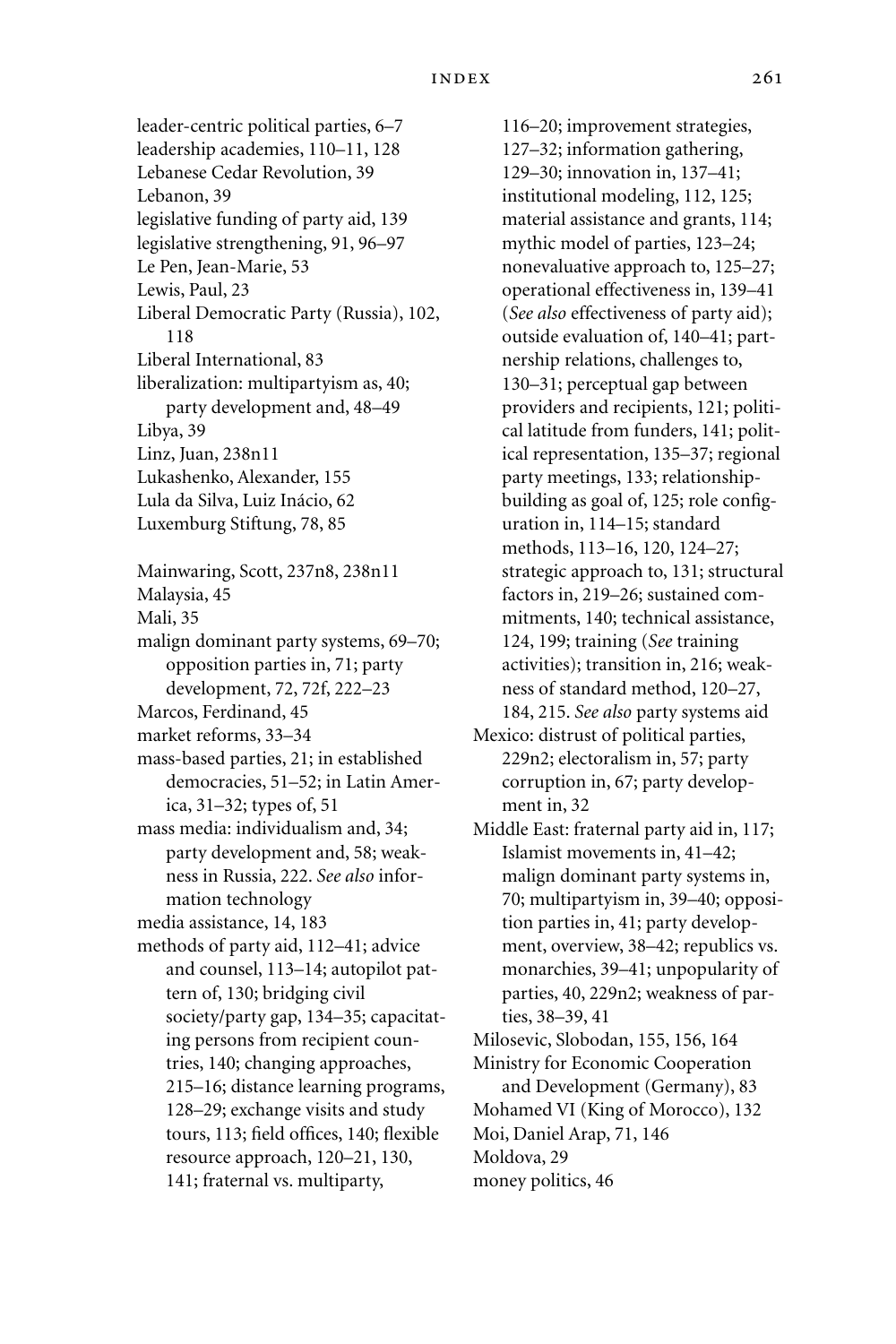leader-centric political parties, 6–7
leadership academies, 110–11, 128
Lebanese Cedar Revolution, 39
Lebanon, 39
legislative funding of party aid, 139
legislative strengthening, 91, 96–97
Le Pen, Jean-Marie, 53
Lewis, Paul, 23
Liberal Democratic Party (Russia), 102, 118
Liberal International, 83
liberalization: multipartyism as, 40; party development and, 48–49
Libya, 39
Linz, Juan, 238n11
Lukashenko, Alexander, 155
Lula da Silva, Luiz Inácio, 62
Luxemburg Stiftung, 78, 85

Mainwaring, Scott, 237n8, 238n11
Malaysia, 45
Mali, 35
malign dominant party systems, 69–70; opposition parties in, 71; party development, 72, 72f, 222–23
Marcos, Ferdinand, 45
market reforms, 33–34
mass-based parties, 21; in established democracies, 51–52; in Latin America, 31–32; types of, 51
mass media: individualism and, 34; party development and, 58; weakness in Russia, 222. *See also* information technology
media assistance, 14, 183
methods of party aid, 112–41; advice and counsel, 113–14; autopilot pattern of, 130; bridging civil society/party gap, 134–35; capacitating persons from recipient countries, 140; changing approaches, 215–16; distance learning programs, 128–29; exchange visits and study tours, 113; field offices, 140; flexible resource approach, 120–21, 130, 141; fraternal vs. multiparty, 116–20; improvement strategies, 127–32; information gathering, 129–30; innovation in, 137–41; institutional modeling, 112, 125; material assistance and grants, 114; mythic model of parties, 123–24; nonevaluative approach to, 125–27; operational effectiveness in, 139–41 (*See also* effectiveness of party aid); outside evaluation of, 140–41; partnership relations, challenges to, 130–31; perceptual gap between providers and recipients, 121; political latitude from funders, 141; political representation, 135–37; regional party meetings, 133; relationship-building as goal of, 125; role configuration in, 114–15; standard methods, 113–16, 120, 124–27; strategic approach to, 131; structural factors in, 219–26; sustained commitments, 140; technical assistance, 124, 199; training (*See* training activities); transition in, 216; weakness of standard method, 120–27, 184, 215. *See also* party systems aid
Mexico: distrust of political parties, 229n2; electoralism in, 57; party corruption in, 67; party development in, 32
Middle East: fraternal party aid in, 117; Islamist movements in, 41–42; malign dominant party systems in, 70; multipartyism in, 39–40; opposition parties in, 41; party development, overview, 38–42; republics vs. monarchies, 39–41; unpopularity of parties, 40, 229n2; weakness of parties, 38–39, 41
Milosevic, Slobodan, 155, 156, 164
Ministry for Economic Cooperation and Development (Germany), 83
Mohamed VI (King of Morocco), 132
Moi, Daniel Arap, 71, 146
Moldova, 29
money politics, 46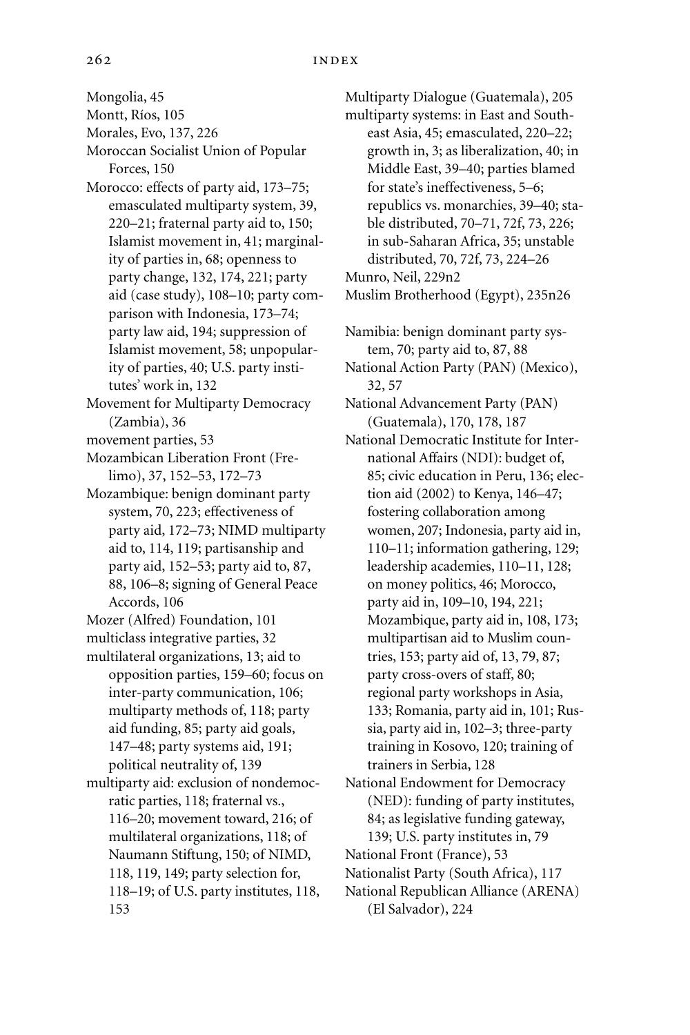Mongolia, 45
Montt, Ríos, 105
Morales, Evo, 137, 226
Moroccan Socialist Union of Popular Forces, 150
Morocco: effects of party aid, 173–75; emasculated multiparty system, 39, 220–21; fraternal party aid to, 150; Islamist movement in, 41; marginality of parties in, 68; openness to party change, 132, 174, 221; party aid (case study), 108–10; party comparison with Indonesia, 173–74; party law aid, 194; suppression of Islamist movement, 58; unpopularity of parties, 40; U.S. party institutes' work in, 132
Movement for Multiparty Democracy (Zambia), 36
movement parties, 53
Mozambican Liberation Front (Frelimo), 37, 152–53, 172–73
Mozambique: benign dominant party system, 70, 223; effectiveness of party aid, 172–73; NIMD multiparty aid to, 114, 119; partisanship and party aid, 152–53; party aid to, 87, 88, 106–8; signing of General Peace Accords, 106
Mozer (Alfred) Foundation, 101
multiclass integrative parties, 32
multilateral organizations, 13; aid to opposition parties, 159–60; focus on inter-party communication, 106; multiparty methods of, 118; party aid funding, 85; party aid goals, 147–48; party systems aid, 191; political neutrality of, 139
multiparty aid: exclusion of nondemocratic parties, 118; fraternal vs., 116–20; movement toward, 216; of multilateral organizations, 118; of Naumann Stiftung, 150; of NIMD, 118, 119, 149; party selection for, 118–19; of U.S. party institutes, 118, 153
Multiparty Dialogue (Guatemala), 205
multiparty systems: in East and Southeast Asia, 45; emasculated, 220–22; growth in, 3; as liberalization, 40; in Middle East, 39–40; parties blamed for state's ineffectiveness, 5–6; republics vs. monarchies, 39–40; stable distributed, 70–71, 72f, 73, 226; in sub-Saharan Africa, 35; unstable distributed, 70, 72f, 73, 224–26
Munro, Neil, 229n2
Muslim Brotherhood (Egypt), 235n26

Namibia: benign dominant party system, 70; party aid to, 87, 88
National Action Party (PAN) (Mexico), 32, 57
National Advancement Party (PAN) (Guatemala), 170, 178, 187
National Democratic Institute for International Affairs (NDI): budget of, 85; civic education in Peru, 136; election aid (2002) to Kenya, 146–47; fostering collaboration among women, 207; Indonesia, party aid in, 110–11; information gathering, 129; leadership academies, 110–11, 128; on money politics, 46; Morocco, party aid in, 109–10, 194, 221; Mozambique, party aid in, 108, 173; multipartisan aid to Muslim countries, 153; party aid of, 13, 79, 87; party cross-overs of staff, 80; regional party workshops in Asia, 133; Romania, party aid in, 101; Russia, party aid in, 102–3; three-party training in Kosovo, 120; training of trainers in Serbia, 128
National Endowment for Democracy (NED): funding of party institutes, 84; as legislative funding gateway, 139; U.S. party institutes in, 79
National Front (France), 53
Nationalist Party (South Africa), 117
National Republican Alliance (ARENA) (El Salvador), 224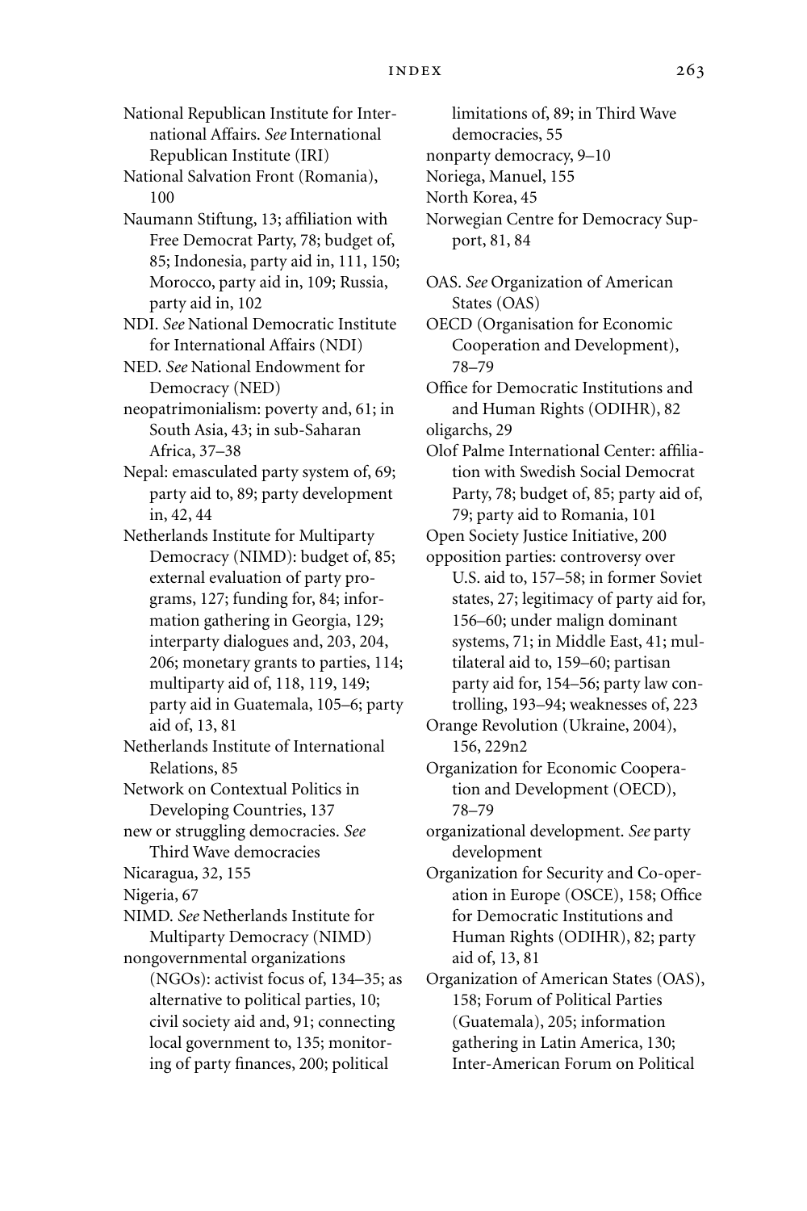National Republican Institute for International Affairs. *See* International Republican Institute (IRI)

National Salvation Front (Romania), 100

Naumann Stiftung, 13; affiliation with Free Democrat Party, 78; budget of, 85; Indonesia, party aid in, 111, 150; Morocco, party aid in, 109; Russia, party aid in, 102

NDI. *See* National Democratic Institute for International Affairs (NDI)

NED. *See* National Endowment for Democracy (NED)

neopatrimonialism: poverty and, 61; in South Asia, 43; in sub-Saharan Africa, 37–38

Nepal: emasculated party system of, 69; party aid to, 89; party development in, 42, 44

Netherlands Institute for Multiparty Democracy (NIMD): budget of, 85; external evaluation of party programs, 127; funding for, 84; information gathering in Georgia, 129; interparty dialogues and, 203, 204, 206; monetary grants to parties, 114; multiparty aid of, 118, 119, 149; party aid in Guatemala, 105–6; party aid of, 13, 81

Netherlands Institute of International Relations, 85

Network on Contextual Politics in Developing Countries, 137

new or struggling democracies. *See* Third Wave democracies

Nicaragua, 32, 155

Nigeria, 67

NIMD. *See* Netherlands Institute for Multiparty Democracy (NIMD)

nongovernmental organizations (NGOs): activist focus of, 134–35; as alternative to political parties, 10; civil society aid and, 91; connecting local government to, 135; monitoring of party finances, 200; political limitations of, 89; in Third Wave democracies, 55

nonparty democracy, 9–10

Noriega, Manuel, 155

North Korea, 45

Norwegian Centre for Democracy Support, 81, 84

OAS. *See* Organization of American States (OAS)

OECD (Organisation for Economic Cooperation and Development), 78–79

Office for Democratic Institutions and and Human Rights (ODIHR), 82

oligarchs, 29

Olof Palme International Center: affiliation with Swedish Social Democrat Party, 78; budget of, 85; party aid of, 79; party aid to Romania, 101

Open Society Justice Initiative, 200

opposition parties: controversy over U.S. aid to, 157–58; in former Soviet states, 27; legitimacy of party aid for, 156–60; under malign dominant systems, 71; in Middle East, 41; multilateral aid to, 159–60; partisan party aid for, 154–56; party law controlling, 193–94; weaknesses of, 223

Orange Revolution (Ukraine, 2004), 156, 229n2

Organization for Economic Cooperation and Development (OECD), 78–79

organizational development. *See* party development

Organization for Security and Co-operation in Europe (OSCE), 158; Office for Democratic Institutions and Human Rights (ODIHR), 82; party aid of, 13, 81

Organization of American States (OAS), 158; Forum of Political Parties (Guatemala), 205; information gathering in Latin America, 130; Inter-American Forum on Political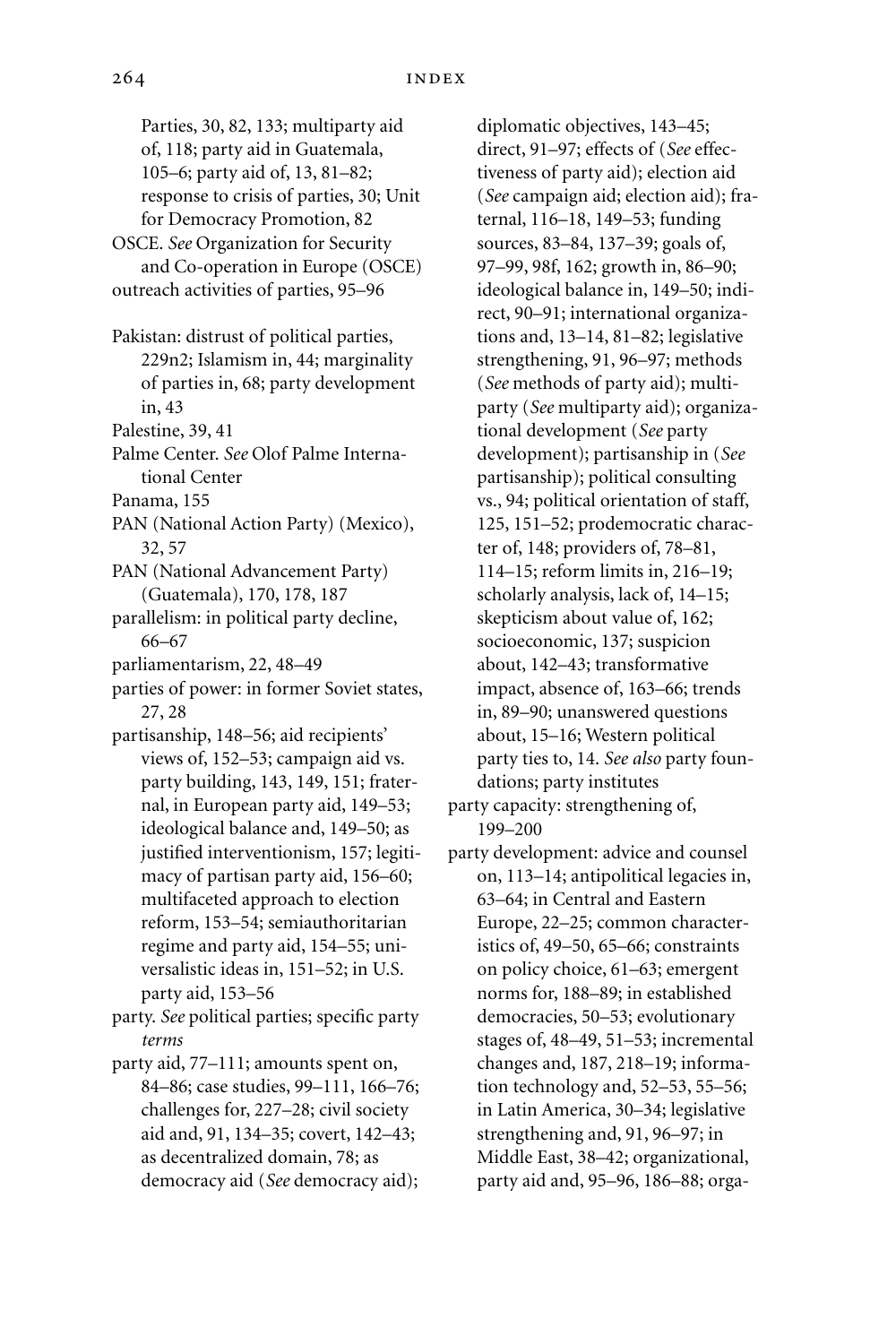Parties, 30, 82, 133; multiparty aid of, 118; party aid in Guatemala, 105–6; party aid of, 13, 81–82; response to crisis of parties, 30; Unit for Democracy Promotion, 82

OSCE. *See* Organization for Security and Co-operation in Europe (OSCE)

outreach activities of parties, 95–96

Pakistan: distrust of political parties, 229n2; Islamism in, 44; marginality of parties in, 68; party development in, 43

Palestine, 39, 41

Palme Center. *See* Olof Palme International Center

Panama, 155

PAN (National Action Party) (Mexico), 32, 57

PAN (National Advancement Party) (Guatemala), 170, 178, 187

parallelism: in political party decline, 66–67

parliamentarism, 22, 48–49

parties of power: in former Soviet states, 27, 28

partisanship, 148–56; aid recipients' views of, 152–53; campaign aid vs. party building, 143, 149, 151; fraternal, in European party aid, 149–53; ideological balance and, 149–50; as justified interventionism, 157; legitimacy of partisan party aid, 156–60; multifaceted approach to election reform, 153–54; semiauthoritarian regime and party aid, 154–55; universalistic ideas in, 151–52; in U.S. party aid, 153–56

party. *See* political parties; specific party *terms*

party aid, 77–111; amounts spent on, 84–86; case studies, 99–111, 166–76; challenges for, 227–28; civil society aid and, 91, 134–35; covert, 142–43; as decentralized domain, 78; as democracy aid (*See* democracy aid); diplomatic objectives, 143–45; direct, 91–97; effects of (*See* effectiveness of party aid); election aid (*See* campaign aid; election aid); fraternal, 116–18, 149–53; funding sources, 83–84, 137–39; goals of, 97–99, 98f, 162; growth in, 86–90; ideological balance in, 149–50; indirect, 90–91; international organizations and, 13–14, 81–82; legislative strengthening, 91, 96–97; methods (*See* methods of party aid); multiparty (*See* multiparty aid); organizational development (*See* party development); partisanship in (*See* partisanship); political consulting vs., 94; political orientation of staff, 125, 151–52; prodemocratic character of, 148; providers of, 78–81, 114–15; reform limits in, 216–19; scholarly analysis, lack of, 14–15; skepticism about value of, 162; socioeconomic, 137; suspicion about, 142–43; transformative impact, absence of, 163–66; trends in, 89–90; unanswered questions about, 15–16; Western political party ties to, 14. *See also* party foundations; party institutes

party capacity: strengthening of, 199–200

party development: advice and counsel on, 113–14; antipolitical legacies in, 63–64; in Central and Eastern Europe, 22–25; common characteristics of, 49–50, 65–66; constraints on policy choice, 61–63; emergent norms for, 188–89; in established democracies, 50–53; evolutionary stages of, 48–49, 51–53; incremental changes and, 187, 218–19; information technology and, 52–53, 55–56; in Latin America, 30–34; legislative strengthening and, 91, 96–97; in Middle East, 38–42; organizational, party aid and, 95–96, 186–88; orga-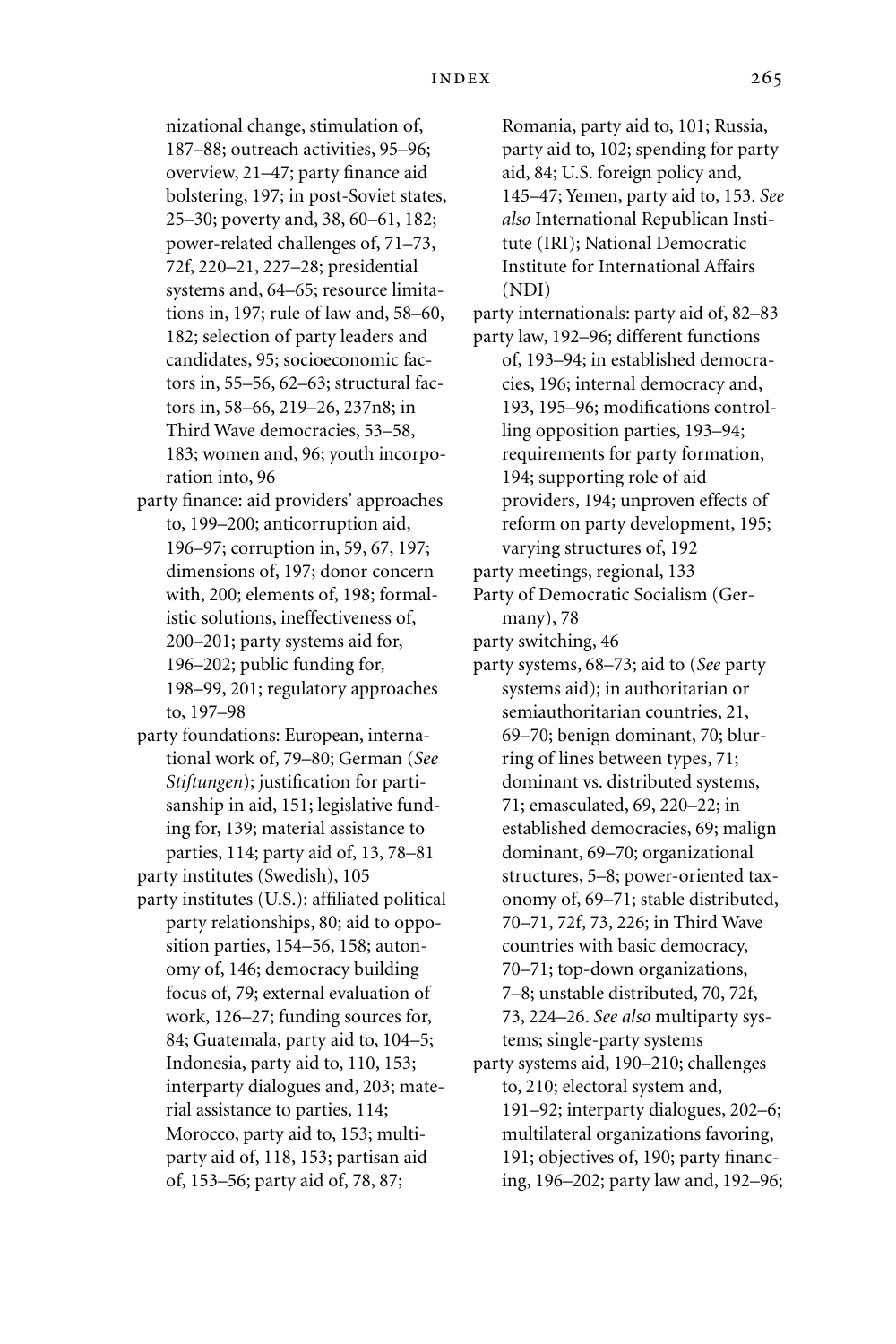nizational change, stimulation of, 187–88; outreach activities, 95–96; overview, 21–47; party finance aid bolstering, 197; in post-Soviet states, 25–30; poverty and, 38, 60–61, 182; power-related challenges of, 71–73, 72f, 220–21, 227–28; presidential systems and, 64–65; resource limitations in, 197; rule of law and, 58–60, 182; selection of party leaders and candidates, 95; socioeconomic factors in, 55–56, 62–63; structural factors in, 58–66, 219–26, 237n8; in Third Wave democracies, 53–58, 183; women and, 96; youth incorporation into, 96

party finance: aid providers' approaches to, 199–200; anticorruption aid, 196–97; corruption in, 59, 67, 197; dimensions of, 197; donor concern with, 200; elements of, 198; formalistic solutions, ineffectiveness of, 200–201; party systems aid for, 196–202; public funding for, 198–99, 201; regulatory approaches to, 197–98

party foundations: European, international work of, 79–80; German (*See Stiftungen*); justification for partisanship in aid, 151; legislative funding for, 139; material assistance to parties, 114; party aid of, 13, 78–81

party institutes (Swedish), 105

party institutes (U.S.): affiliated political party relationships, 80; aid to opposition parties, 154–56, 158; autonomy of, 146; democracy building focus of, 79; external evaluation of work, 126–27; funding sources for, 84; Guatemala, party aid to, 104–5; Indonesia, party aid to, 110, 153; interparty dialogues and, 203; material assistance to parties, 114; Morocco, party aid to, 153; multiparty aid of, 118, 153; partisan aid of, 153–56; party aid of, 78, 87; Romania, party aid to, 101; Russia, party aid to, 102; spending for party aid, 84; U.S. foreign policy and, 145–47; Yemen, party aid to, 153. *See also* International Republican Institute (IRI); National Democratic Institute for International Affairs (NDI)

party internationals: party aid of, 82–83

party law, 192–96; different functions of, 193–94; in established democracies, 196; internal democracy and, 193, 195–96; modifications controlling opposition parties, 193–94; requirements for party formation, 194; supporting role of aid providers, 194; unproven effects of reform on party development, 195; varying structures of, 192

party meetings, regional, 133

Party of Democratic Socialism (Germany), 78

party switching, 46

party systems, 68–73; aid to (*See* party systems aid); in authoritarian or semiauthoritarian countries, 21, 69–70; benign dominant, 70; blurring of lines between types, 71; dominant vs. distributed systems, 71; emasculated, 69, 220–22; in established democracies, 69; malign dominant, 69–70; organizational structures, 5–8; power-oriented taxonomy of, 69–71; stable distributed, 70–71, 72f, 73, 226; in Third Wave countries with basic democracy, 70–71; top-down organizations, 7–8; unstable distributed, 70, 72f, 73, 224–26. *See also* multiparty systems; single-party systems

party systems aid, 190–210; challenges to, 210; electoral system and, 191–92; interparty dialogues, 202–6; multilateral organizations favoring, 191; objectives of, 190; party financing, 196–202; party law and, 192–96;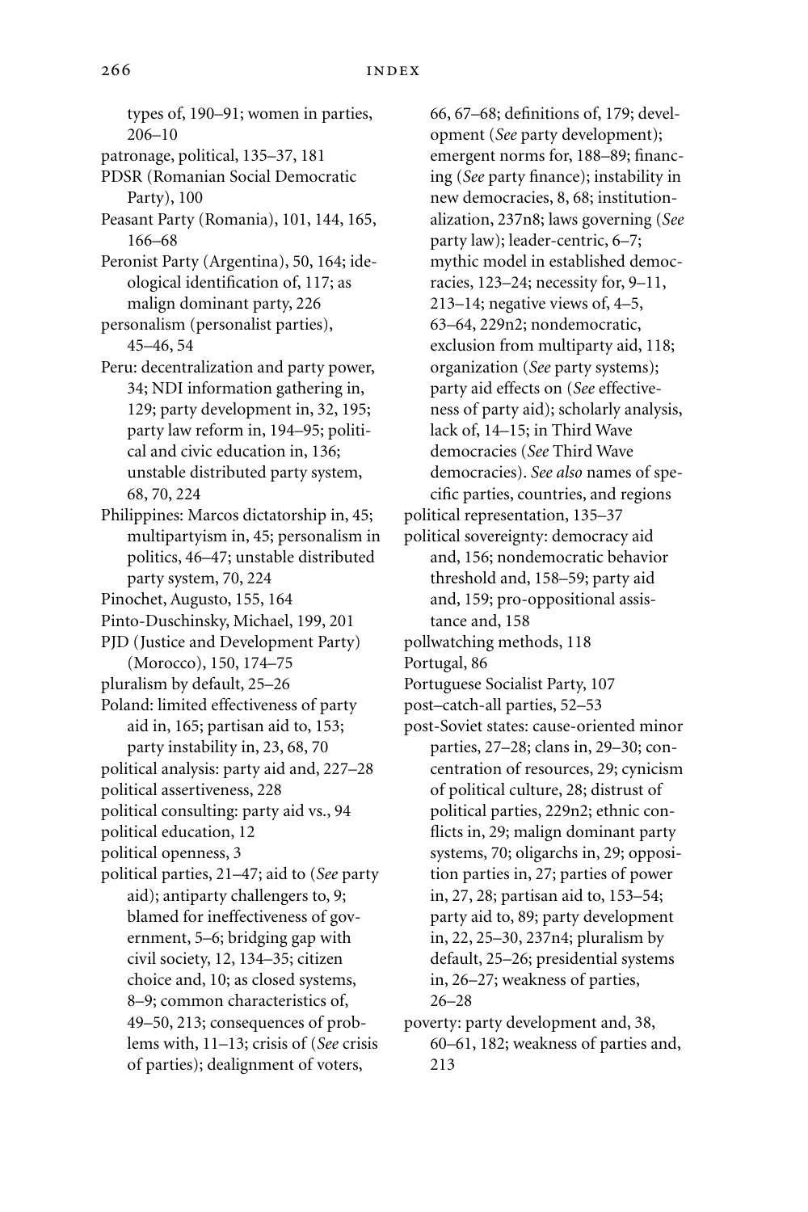types of, 190–91; women in parties, 206–10

patronage, political, 135–37, 181

PDSR (Romanian Social Democratic Party), 100

Peasant Party (Romania), 101, 144, 165, 166–68

Peronist Party (Argentina), 50, 164; ideological identification of, 117; as malign dominant party, 226

personalism (personalist parties), 45–46, 54

Peru: decentralization and party power, 34; NDI information gathering in, 129; party development in, 32, 195; party law reform in, 194–95; political and civic education in, 136; unstable distributed party system, 68, 70, 224

Philippines: Marcos dictatorship in, 45; multipartyism in, 45; personalism in politics, 46–47; unstable distributed party system, 70, 224

Pinochet, Augusto, 155, 164

Pinto-Duschinsky, Michael, 199, 201

PJD (Justice and Development Party) (Morocco), 150, 174–75

pluralism by default, 25–26

Poland: limited effectiveness of party aid in, 165; partisan aid to, 153; party instability in, 23, 68, 70

political analysis: party aid and, 227–28

political assertiveness, 228

political consulting: party aid vs., 94

political education, 12

political openness, 3

political parties, 21–47; aid to (*See* party aid); antiparty challengers to, 9; blamed for ineffectiveness of government, 5–6; bridging gap with civil society, 12, 134–35; citizen choice and, 10; as closed systems, 8–9; common characteristics of, 49–50, 213; consequences of problems with, 11–13; crisis of (*See* crisis of parties); dealignment of voters, 66, 67–68; definitions of, 179; development (*See* party development); emergent norms for, 188–89; financing (*See* party finance); instability in new democracies, 8, 68; institutionalization, 237n8; laws governing (*See* party law); leader-centric, 6–7; mythic model in established democracies, 123–24; necessity for, 9–11, 213–14; negative views of, 4–5, 63–64, 229n2; nondemocratic, exclusion from multiparty aid, 118; organization (*See* party systems); party aid effects on (*See* effectiveness of party aid); scholarly analysis, lack of, 14–15; in Third Wave democracies (*See* Third Wave democracies). *See also* names of specific parties, countries, and regions

political representation, 135–37

political sovereignty: democracy aid and, 156; nondemocratic behavior threshold and, 158–59; party aid and, 159; pro-oppositional assistance and, 158

pollwatching methods, 118

Portugal, 86

Portuguese Socialist Party, 107

post–catch-all parties, 52–53

post-Soviet states: cause-oriented minor parties, 27–28; clans in, 29–30; concentration of resources, 29; cynicism of political culture, 28; distrust of political parties, 229n2; ethnic conflicts in, 29; malign dominant party systems, 70; oligarchs in, 29; opposition parties in, 27; parties of power in, 27, 28; partisan aid to, 153–54; party aid to, 89; party development in, 22, 25–30, 237n4; pluralism by default, 25–26; presidential systems in, 26–27; weakness of parties, 26–28

poverty: party development and, 38, 60–61, 182; weakness of parties and, 213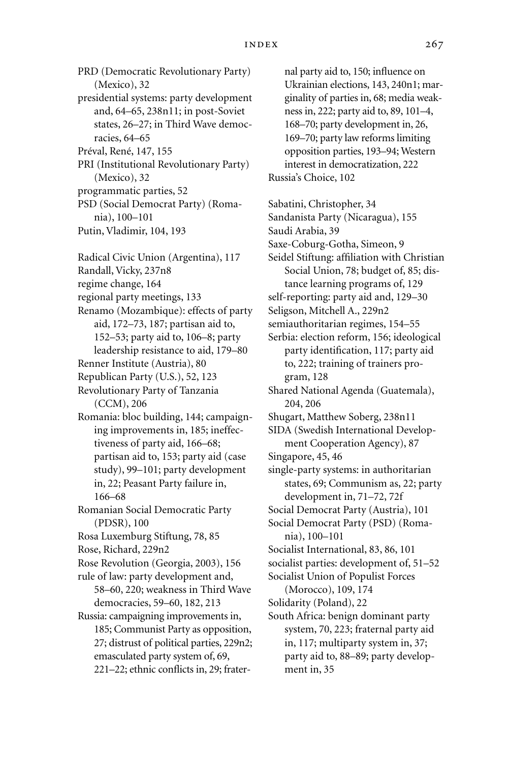PRD (Democratic Revolutionary Party) (Mexico), 32
presidential systems: party development and, 64–65, 238n11; in post-Soviet states, 26–27; in Third Wave democracies, 64–65
Préval, René, 147, 155
PRI (Institutional Revolutionary Party) (Mexico), 32
programmatic parties, 52
PSD (Social Democrat Party) (Romania), 100–101
Putin, Vladimir, 104, 193

Radical Civic Union (Argentina), 117
Randall, Vicky, 237n8
regime change, 164
regional party meetings, 133
Renamo (Mozambique): effects of party aid, 172–73, 187; partisan aid to, 152–53; party aid to, 106–8; party leadership resistance to aid, 179–80
Renner Institute (Austria), 80
Republican Party (U.S.), 52, 123
Revolutionary Party of Tanzania (CCM), 206
Romania: bloc building, 144; campaigning improvements in, 185; ineffectiveness of party aid, 166–68; partisan aid to, 153; party aid (case study), 99–101; party development in, 22; Peasant Party failure in, 166–68
Romanian Social Democratic Party (PDSR), 100
Rosa Luxemburg Stiftung, 78, 85
Rose, Richard, 229n2
Rose Revolution (Georgia, 2003), 156
rule of law: party development and, 58–60, 220; weakness in Third Wave democracies, 59–60, 182, 213
Russia: campaigning improvements in, 185; Communist Party as opposition, 27; distrust of political parties, 229n2; emasculated party system of, 69, 221–22; ethnic conflicts in, 29; fraternal party aid to, 150; influence on Ukrainian elections, 143, 240n1; marginality of parties in, 68; media weakness in, 222; party aid to, 89, 101–4, 168–70; party development in, 26, 169–70; party law reforms limiting opposition parties, 193–94; Western interest in democratization, 222
Russia's Choice, 102

Sabatini, Christopher, 34
Sandanista Party (Nicaragua), 155
Saudi Arabia, 39
Saxe-Coburg-Gotha, Simeon, 9
Seidel Stiftung: affiliation with Christian Social Union, 78; budget of, 85; distance learning programs of, 129
self-reporting: party aid and, 129–30
Seligson, Mitchell A., 229n2
semiauthoritarian regimes, 154–55
Serbia: election reform, 156; ideological party identification, 117; party aid to, 222; training of trainers program, 128
Shared National Agenda (Guatemala), 204, 206
Shugart, Matthew Soberg, 238n11
SIDA (Swedish International Development Cooperation Agency), 87
Singapore, 45, 46
single-party systems: in authoritarian states, 69; Communism as, 22; party development in, 71–72, 72f
Social Democrat Party (Austria), 101
Social Democrat Party (PSD) (Romania), 100–101
Socialist International, 83, 86, 101
socialist parties: development of, 51–52
Socialist Union of Populist Forces (Morocco), 109, 174
Solidarity (Poland), 22
South Africa: benign dominant party system, 70, 223; fraternal party aid in, 117; multiparty system in, 37; party aid to, 88–89; party development in, 35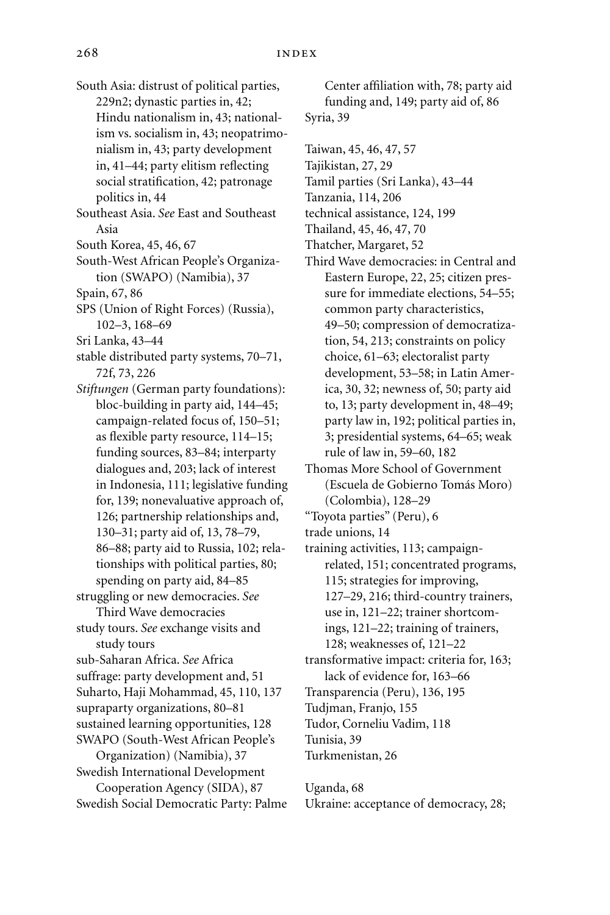South Asia: distrust of political parties, 229n2; dynastic parties in, 42; Hindu nationalism in, 43; nationalism vs. socialism in, 43; neopatrimonialism in, 43; party development in, 41–44; party elitism reflecting social stratification, 42; patronage politics in, 44

Southeast Asia. *See* East and Southeast Asia

South Korea, 45, 46, 67

South-West African People's Organization (SWAPO) (Namibia), 37

Spain, 67, 86

SPS (Union of Right Forces) (Russia), 102–3, 168–69

Sri Lanka, 43–44

stable distributed party systems, 70–71, 72f, 73, 226

*Stiftungen* (German party foundations): bloc-building in party aid, 144–45; campaign-related focus of, 150–51; as flexible party resource, 114–15; funding sources, 83–84; interparty dialogues and, 203; lack of interest in Indonesia, 111; legislative funding for, 139; nonevaluative approach of, 126; partnership relationships and, 130–31; party aid of, 13, 78–79, 86–88; party aid to Russia, 102; relationships with political parties, 80; spending on party aid, 84–85

struggling or new democracies. *See* Third Wave democracies

study tours. *See* exchange visits and study tours

sub-Saharan Africa. *See* Africa

suffrage: party development and, 51

Suharto, Haji Mohammad, 45, 110, 137

supraparty organizations, 80–81

sustained learning opportunities, 128

SWAPO (South-West African People's Organization) (Namibia), 37

Swedish International Development Cooperation Agency (SIDA), 87

Swedish Social Democratic Party: Palme Center affiliation with, 78; party aid funding and, 149; party aid of, 86

Syria, 39

Taiwan, 45, 46, 47, 57

Tajikistan, 27, 29

Tamil parties (Sri Lanka), 43–44

Tanzania, 114, 206

technical assistance, 124, 199

Thailand, 45, 46, 47, 70

Thatcher, Margaret, 52

Third Wave democracies: in Central and Eastern Europe, 22, 25; citizen pressure for immediate elections, 54–55; common party characteristics, 49–50; compression of democratization, 54, 213; constraints on policy choice, 61–63; electoralist party development, 53–58; in Latin America, 30, 32; newness of, 50; party aid to, 13; party development in, 48–49; party law in, 192; political parties in, 3; presidential systems, 64–65; weak rule of law in, 59–60, 182

Thomas More School of Government (Escuela de Gobierno Tomás Moro) (Colombia), 128–29

"Toyota parties" (Peru), 6

trade unions, 14

training activities, 113; campaign-related, 151; concentrated programs, 115; strategies for improving, 127–29, 216; third-country trainers, use in, 121–22; trainer shortcomings, 121–22; training of trainers, 128; weaknesses of, 121–22

transformative impact: criteria for, 163; lack of evidence for, 163–66

Transparencia (Peru), 136, 195

Tudjman, Franjo, 155

Tudor, Corneliu Vadim, 118

Tunisia, 39

Turkmenistan, 26

Uganda, 68

Ukraine: acceptance of democracy, 28;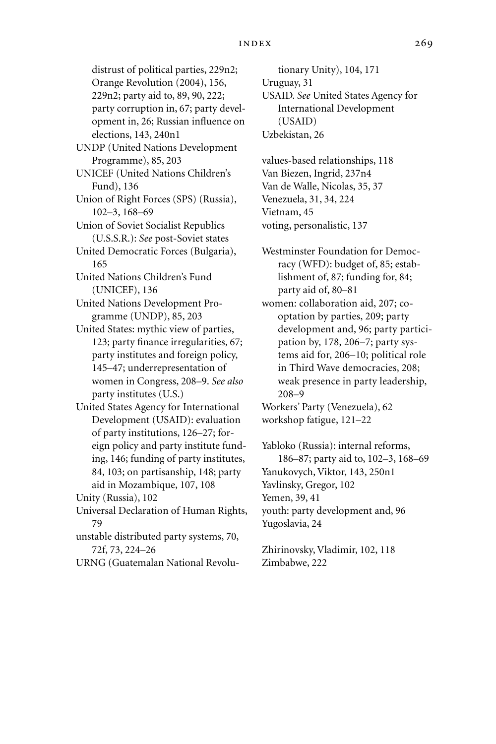distrust of political parties, 229n2; Orange Revolution (2004), 156, 229n2; party aid to, 89, 90, 222; party corruption in, 67; party development in, 26; Russian influence on elections, 143, 240n1

UNDP (United Nations Development Programme), 85, 203

UNICEF (United Nations Children's Fund), 136

Union of Right Forces (SPS) (Russia), 102–3, 168–69

Union of Soviet Socialist Republics (U.S.S.R.): *See* post-Soviet states

United Democratic Forces (Bulgaria), 165

United Nations Children's Fund (UNICEF), 136

United Nations Development Programme (UNDP), 85, 203

United States: mythic view of parties, 123; party finance irregularities, 67; party institutes and foreign policy, 145–47; underrepresentation of women in Congress, 208–9. *See also* party institutes (U.S.)

United States Agency for International Development (USAID): evaluation of party institutions, 126–27; foreign policy and party institute funding, 146; funding of party institutes, 84, 103; on partisanship, 148; party aid in Mozambique, 107, 108

Unity (Russia), 102

Universal Declaration of Human Rights, 79

unstable distributed party systems, 70, 72f, 73, 224–26

URNG (Guatemalan National Revolutionary Unity), 104, 171

Uruguay, 31

USAID. *See* United States Agency for International Development (USAID)

Uzbekistan, 26

values-based relationships, 118

Van Biezen, Ingrid, 237n4

Van de Walle, Nicolas, 35, 37

Venezuela, 31, 34, 224

Vietnam, 45

voting, personalistic, 137

Westminster Foundation for Democracy (WFD): budget of, 85; establishment of, 87; funding for, 84; party aid of, 80–81

women: collaboration aid, 207; cooptation by parties, 209; party development and, 96; party participation by, 178, 206–7; party systems aid for, 206–10; political role in Third Wave democracies, 208; weak presence in party leadership, 208–9

Workers' Party (Venezuela), 62

workshop fatigue, 121–22

Yabloko (Russia): internal reforms, 186–87; party aid to, 102–3, 168–69

Yanukovych, Viktor, 143, 250n1

Yavlinsky, Gregor, 102

Yemen, 39, 41

youth: party development and, 96

Yugoslavia, 24

Zhirinovsky, Vladimir, 102, 118

Zimbabwe, 222